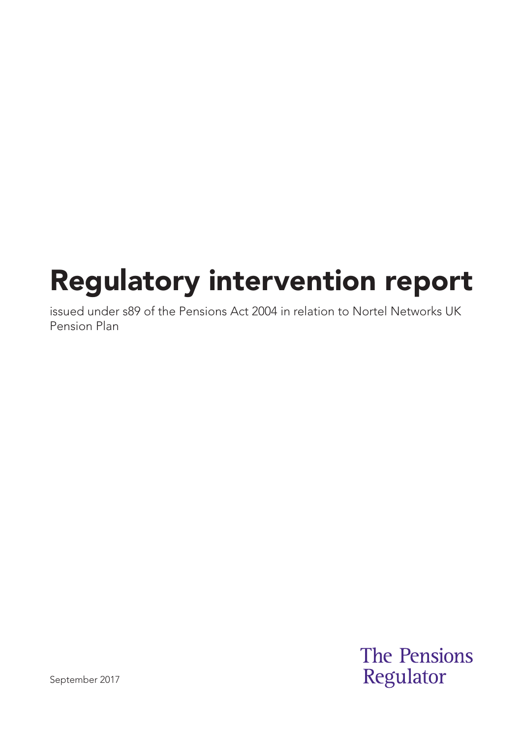# Regulatory intervention report

issued under s89 of the Pensions Act 2004 in relation to Nortel Networks UK Pension Plan

September 2017

The Pensions Regulator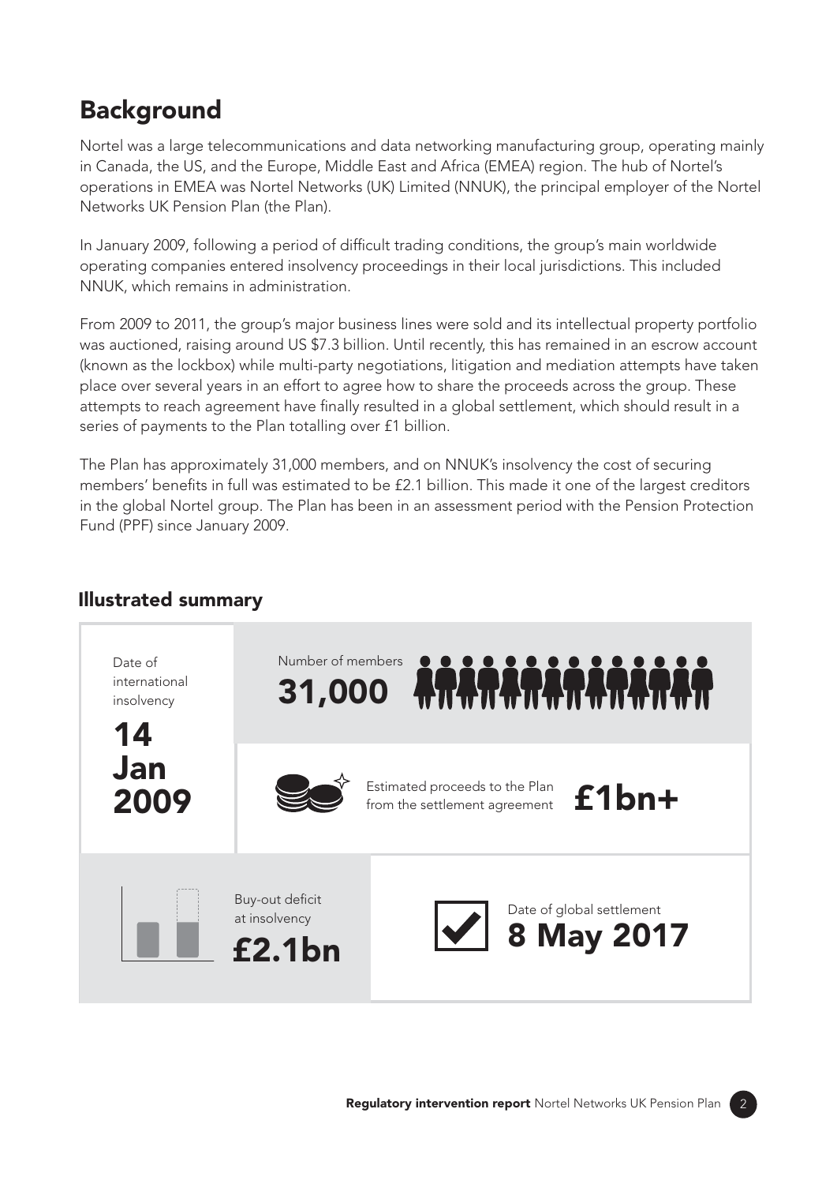# Background

Nortel was a large telecommunications and data networking manufacturing group, operating mainly in Canada, the US, and the Europe, Middle East and Africa (EMEA) region. The hub of Nortel's operations in EMEA was Nortel Networks (UK) Limited (NNUK), the principal employer of the Nortel Networks UK Pension Plan (the Plan).

In January 2009, following a period of difficult trading conditions, the group's main worldwide operating companies entered insolvency proceedings in their local jurisdictions. This included NNUK, which remains in administration.

From 2009 to 2011, the group's major business lines were sold and its intellectual property portfolio was auctioned, raising around US $7.3 billion. Until recently, this has remained in an escrow account (known as the lockbox) while multi-party negotiations, litigation and mediation attempts have taken place over several years in an effort to agree how to share the proceeds across the group. These attempts to reach agreement have finally resulted in a global settlement, which should result in a series of payments to the Plan totalling over £1 billion.

The Plan has approximately 31,000 members, and on NNUK's insolvency the cost of securing members' benefits in full was estimated to be £2.1 billion. This made it one of the largest creditors in the global Nortel group. The Plan has been in an assessment period with the Pension Protection Fund (PPF) since January 2009.

## Illustrated summary

Date of international insolvency
**14 Jan 2009**

Number of members
**31,000**

Estimated proceeds to the Plan from the settlement agreement
**£1bn+**

Buy-out deficit at insolvency
**£2.1bn**

Date of global settlement
**8 May 2017**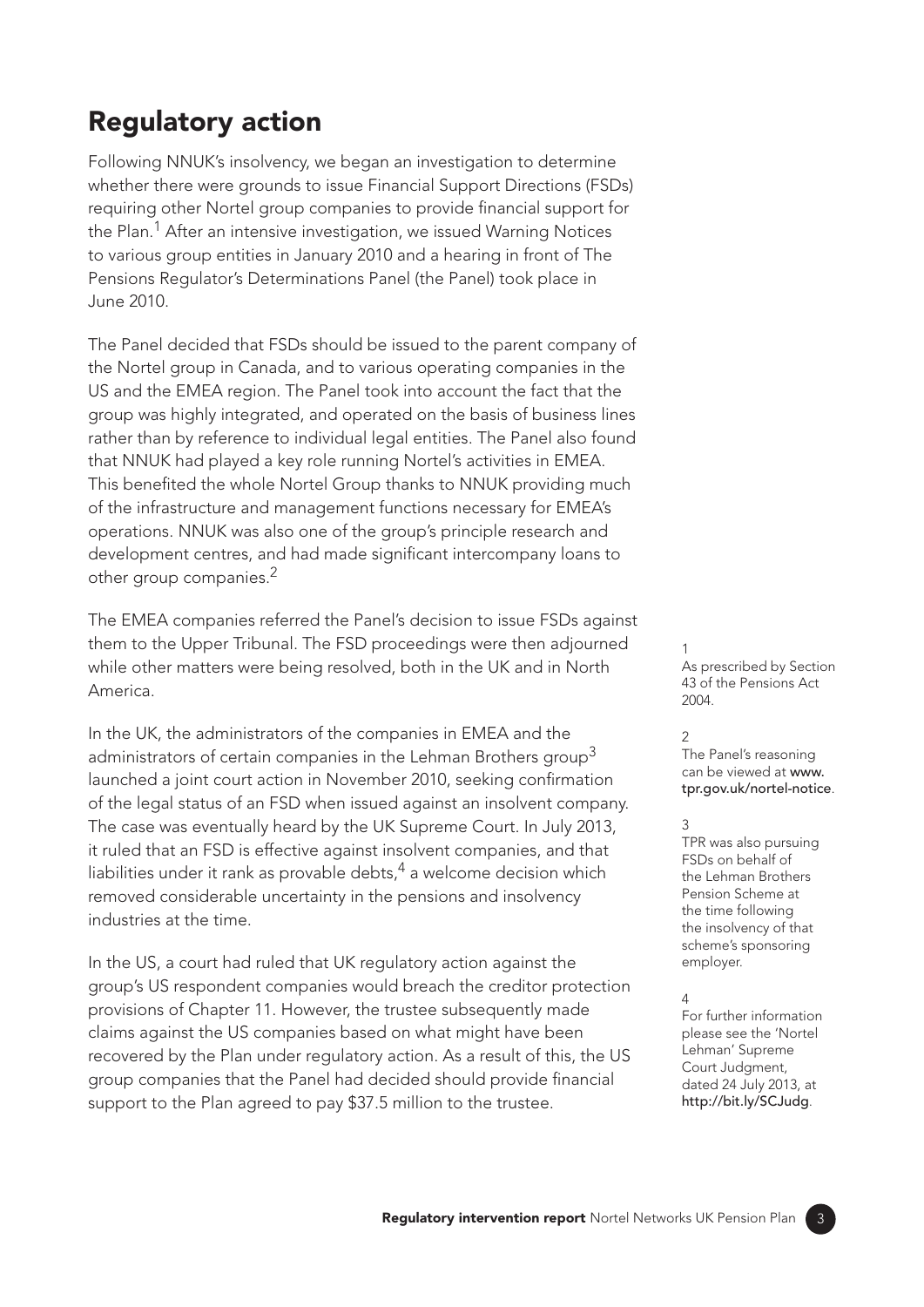## Regulatory action

Following NNUK's insolvency, we began an investigation to determine whether there were grounds to issue Financial Support Directions (FSDs) requiring other Nortel group companies to provide financial support for the Plan.[1] After an intensive investigation, we issued Warning Notices to various group entities in January 2010 and a hearing in front of The Pensions Regulator's Determinations Panel (the Panel) took place in June 2010.

The Panel decided that FSDs should be issued to the parent company of the Nortel group in Canada, and to various operating companies in the US and the EMEA region. The Panel took into account the fact that the group was highly integrated, and operated on the basis of business lines rather than by reference to individual legal entities. The Panel also found that NNUK had played a key role running Nortel's activities in EMEA. This benefited the whole Nortel Group thanks to NNUK providing much of the infrastructure and management functions necessary for EMEA's operations. NNUK was also one of the group's principle research and development centres, and had made significant intercompany loans to other group companies.[2]

The EMEA companies referred the Panel's decision to issue FSDs against them to the Upper Tribunal. The FSD proceedings were then adjourned while other matters were being resolved, both in the UK and in North America.

In the UK, the administrators of the companies in EMEA and the administrators of certain companies in the Lehman Brothers group[3] launched a joint court action in November 2010, seeking confirmation of the legal status of an FSD when issued against an insolvent company. The case was eventually heard by the UK Supreme Court. In July 2013, it ruled that an FSD is effective against insolvent companies, and that liabilities under it rank as provable debts,[4] a welcome decision which removed considerable uncertainty in the pensions and insolvency industries at the time.

In the US, a court had ruled that UK regulatory action against the group's US respondent companies would breach the creditor protection provisions of Chapter 11. However, the trustee subsequently made claims against the US companies based on what might have been recovered by the Plan under regulatory action. As a result of this, the US group companies that the Panel had decided should provide financial support to the Plan agreed to pay $37.5 million to the trustee.

1
As prescribed by Section 43 of the Pensions Act 2004.

2
The Panel's reasoning can be viewed at **www.tpr.gov.uk/nortel-notice**.

3
TPR was also pursuing FSDs on behalf of the Lehman Brothers Pension Scheme at the time following the insolvency of that scheme's sponsoring employer.

4
For further information please see the 'Nortel Lehman' Supreme Court Judgment, dated 24 July 2013, at **http://bit.ly/SCJudg**.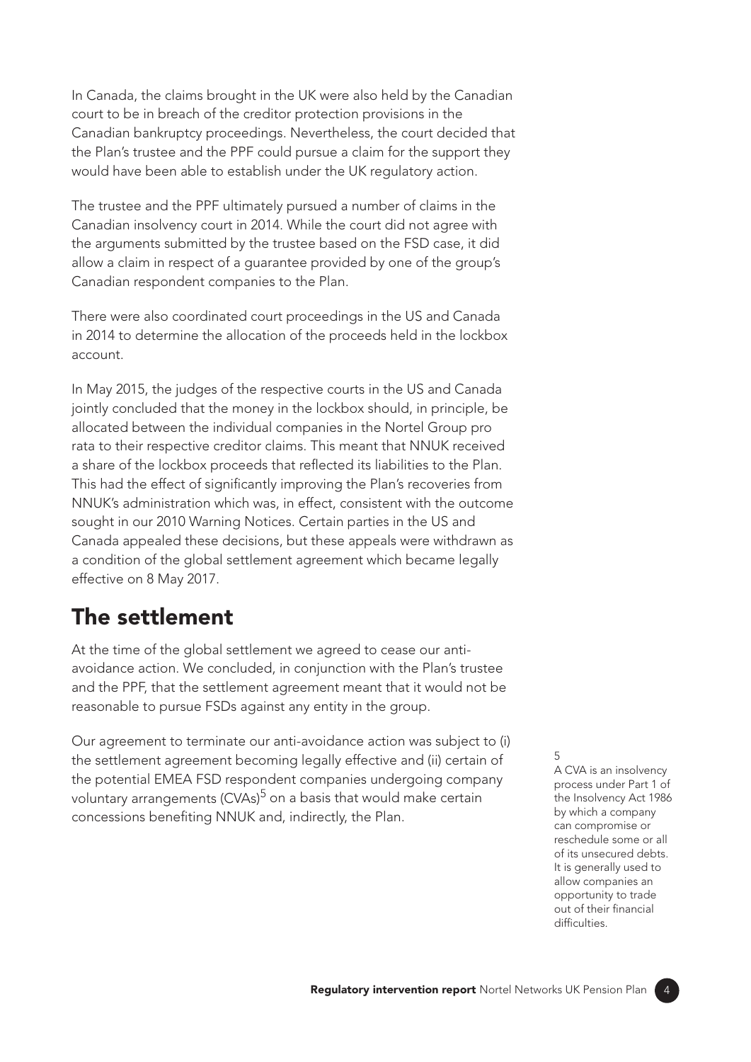In Canada, the claims brought in the UK were also held by the Canadian court to be in breach of the creditor protection provisions in the Canadian bankruptcy proceedings. Nevertheless, the court decided that the Plan's trustee and the PPF could pursue a claim for the support they would have been able to establish under the UK regulatory action.

The trustee and the PPF ultimately pursued a number of claims in the Canadian insolvency court in 2014. While the court did not agree with the arguments submitted by the trustee based on the FSD case, it did allow a claim in respect of a guarantee provided by one of the group's Canadian respondent companies to the Plan.

There were also coordinated court proceedings in the US and Canada in 2014 to determine the allocation of the proceeds held in the lockbox account.

In May 2015, the judges of the respective courts in the US and Canada jointly concluded that the money in the lockbox should, in principle, be allocated between the individual companies in the Nortel Group pro rata to their respective creditor claims. This meant that NNUK received a share of the lockbox proceeds that reflected its liabilities to the Plan. This had the effect of significantly improving the Plan's recoveries from NNUK's administration which was, in effect, consistent with the outcome sought in our 2010 Warning Notices. Certain parties in the US and Canada appealed these decisions, but these appeals were withdrawn as a condition of the global settlement agreement which became legally effective on 8 May 2017.

## The settlement

At the time of the global settlement we agreed to cease our anti-avoidance action. We concluded, in conjunction with the Plan's trustee and the PPF, that the settlement agreement meant that it would not be reasonable to pursue FSDs against any entity in the group.

Our agreement to terminate our anti-avoidance action was subject to (i) the settlement agreement becoming legally effective and (ii) certain of the potential EMEA FSD respondent companies undergoing company voluntary arrangements (CVAs)[5] on a basis that would make certain concessions benefiting NNUK and, indirectly, the Plan.

[5] A CVA is an insolvency process under Part 1 of the Insolvency Act 1986 by which a company can compromise or reschedule some or all of its unsecured debts. It is generally used to allow companies an opportunity to trade out of their financial difficulties.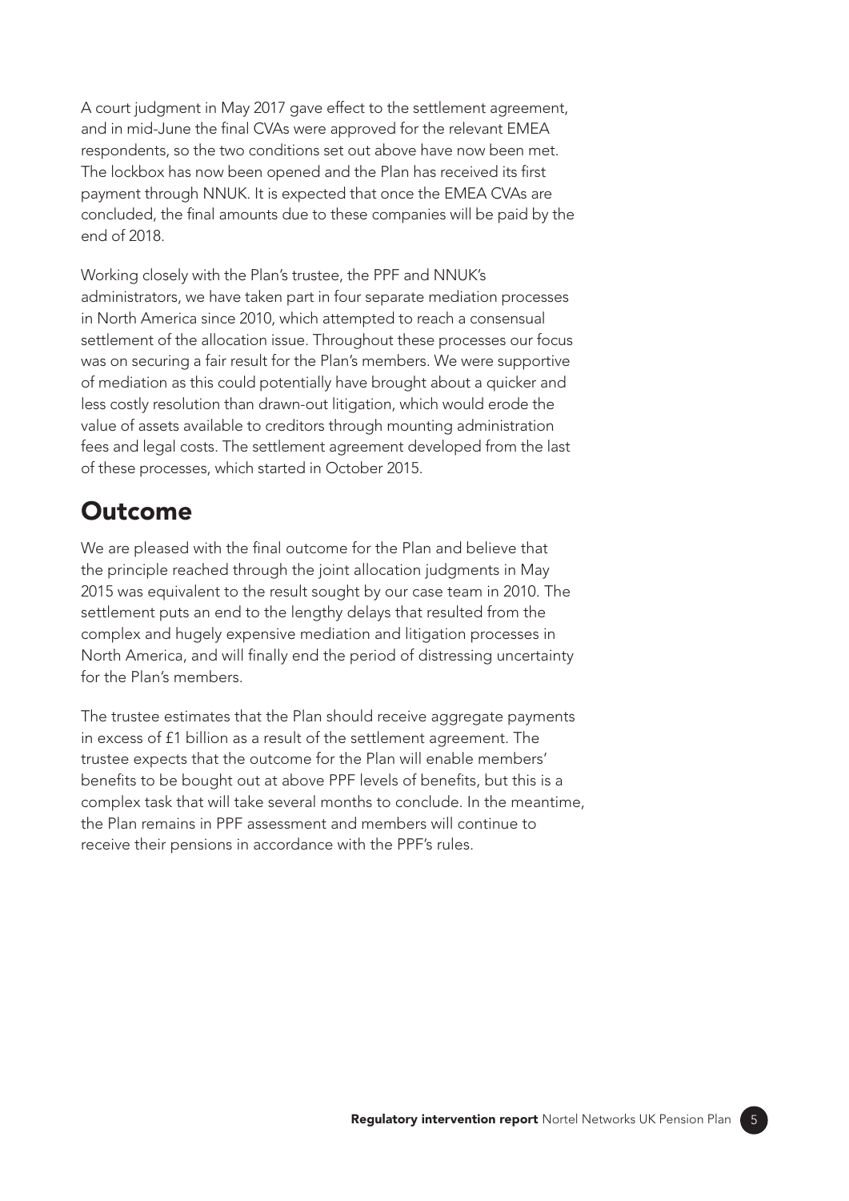A court judgment in May 2017 gave effect to the settlement agreement, and in mid-June the final CVAs were approved for the relevant EMEA respondents, so the two conditions set out above have now been met. The lockbox has now been opened and the Plan has received its first payment through NNUK. It is expected that once the EMEA CVAs are concluded, the final amounts due to these companies will be paid by the end of 2018.

Working closely with the Plan's trustee, the PPF and NNUK's administrators, we have taken part in four separate mediation processes in North America since 2010, which attempted to reach a consensual settlement of the allocation issue. Throughout these processes our focus was on securing a fair result for the Plan's members. We were supportive of mediation as this could potentially have brought about a quicker and less costly resolution than drawn-out litigation, which would erode the value of assets available to creditors through mounting administration fees and legal costs. The settlement agreement developed from the last of these processes, which started in October 2015.

## Outcome

We are pleased with the final outcome for the Plan and believe that the principle reached through the joint allocation judgments in May 2015 was equivalent to the result sought by our case team in 2010. The settlement puts an end to the lengthy delays that resulted from the complex and hugely expensive mediation and litigation processes in North America, and will finally end the period of distressing uncertainty for the Plan's members.

The trustee estimates that the Plan should receive aggregate payments in excess of £1 billion as a result of the settlement agreement. The trustee expects that the outcome for the Plan will enable members' benefits to be bought out at above PPF levels of benefits, but this is a complex task that will take several months to conclude. In the meantime, the Plan remains in PPF assessment and members will continue to receive their pensions in accordance with the PPF's rules.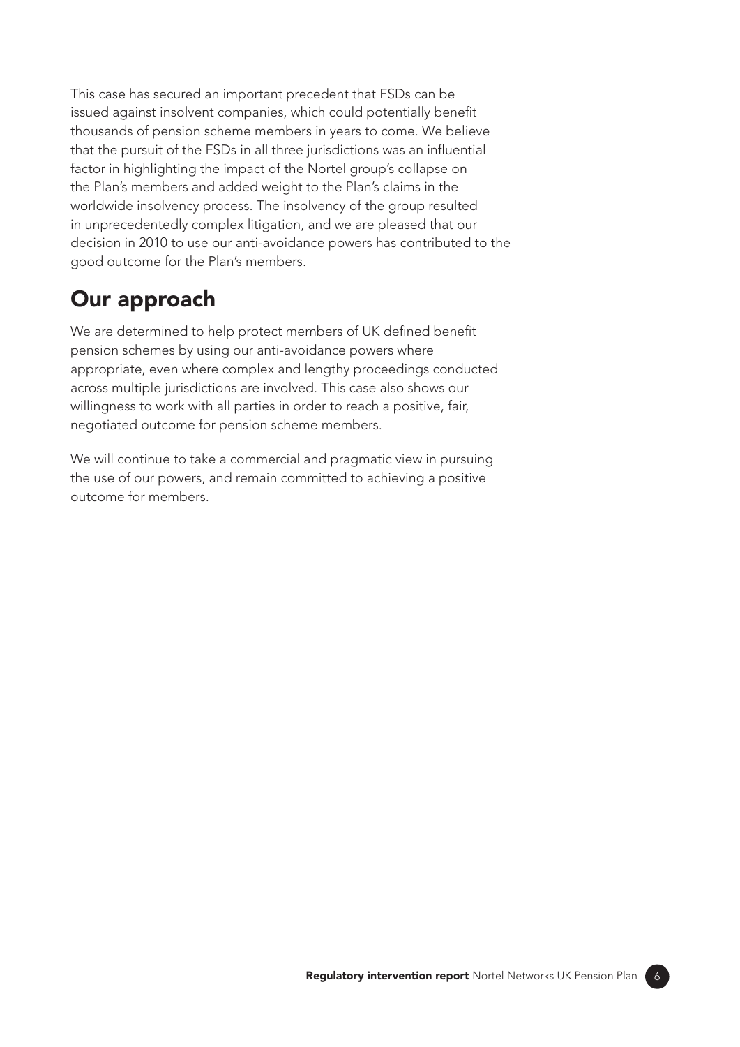This case has secured an important precedent that FSDs can be issued against insolvent companies, which could potentially benefit thousands of pension scheme members in years to come. We believe that the pursuit of the FSDs in all three jurisdictions was an influential factor in highlighting the impact of the Nortel group's collapse on the Plan's members and added weight to the Plan's claims in the worldwide insolvency process. The insolvency of the group resulted in unprecedentedly complex litigation, and we are pleased that our decision in 2010 to use our anti-avoidance powers has contributed to the good outcome for the Plan's members.

## Our approach

We are determined to help protect members of UK defined benefit pension schemes by using our anti-avoidance powers where appropriate, even where complex and lengthy proceedings conducted across multiple jurisdictions are involved. This case also shows our willingness to work with all parties in order to reach a positive, fair, negotiated outcome for pension scheme members.

We will continue to take a commercial and pragmatic view in pursuing the use of our powers, and remain committed to achieving a positive outcome for members.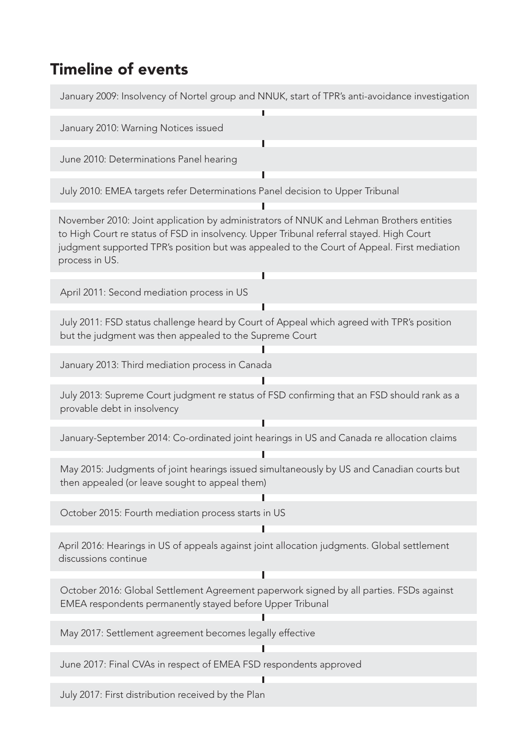## Timeline of events

- January 2009: Insolvency of Nortel group and NNUK, start of TPR's anti-avoidance investigation
- January 2010: Warning Notices issued
- June 2010: Determinations Panel hearing
- July 2010: EMEA targets refer Determinations Panel decision to Upper Tribunal
- November 2010: Joint application by administrators of NNUK and Lehman Brothers entities to High Court re status of FSD in insolvency. Upper Tribunal referral stayed. High Court judgment supported TPR's position but was appealed to the Court of Appeal. First mediation process in US.
- April 2011: Second mediation process in US
- July 2011: FSD status challenge heard by Court of Appeal which agreed with TPR's position but the judgment was then appealed to the Supreme Court
- January 2013: Third mediation process in Canada
- July 2013: Supreme Court judgment re status of FSD confirming that an FSD should rank as a provable debt in insolvency
- January-September 2014: Co-ordinated joint hearings in US and Canada re allocation claims
- May 2015: Judgments of joint hearings issued simultaneously by US and Canadian courts but then appealed (or leave sought to appeal them)
- October 2015: Fourth mediation process starts in US
- April 2016: Hearings in US of appeals against joint allocation judgments. Global settlement discussions continue
- October 2016: Global Settlement Agreement paperwork signed by all parties. FSDs against EMEA respondents permanently stayed before Upper Tribunal
- May 2017: Settlement agreement becomes legally effective
- June 2017: Final CVAs in respect of EMEA FSD respondents approved
- July 2017: First distribution received by the Plan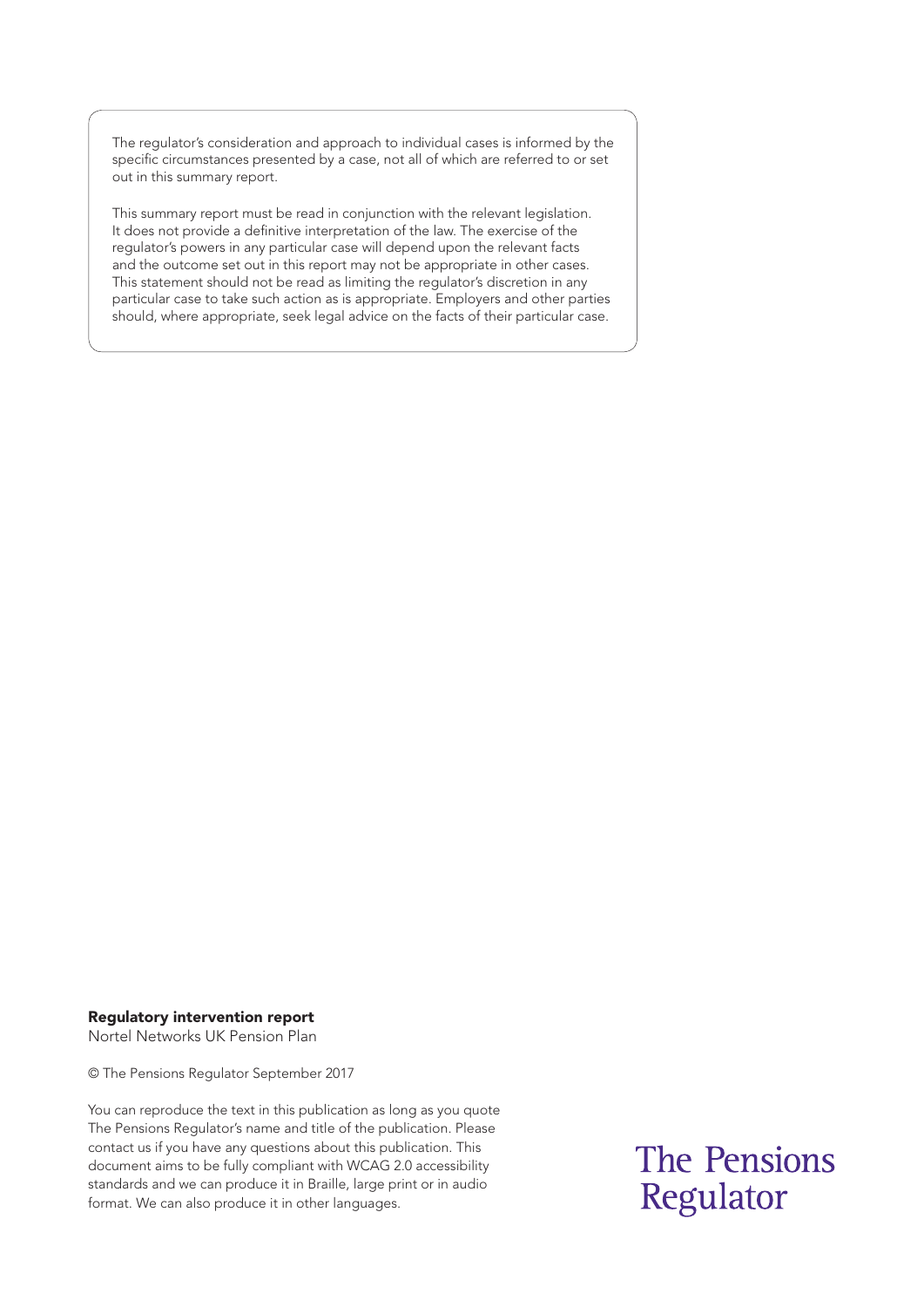The regulator's consideration and approach to individual cases is informed by the specific circumstances presented by a case, not all of which are referred to or set out in this summary report.

This summary report must be read in conjunction with the relevant legislation. It does not provide a definitive interpretation of the law. The exercise of the regulator's powers in any particular case will depend upon the relevant facts and the outcome set out in this report may not be appropriate in other cases. This statement should not be read as limiting the regulator's discretion in any particular case to take such action as is appropriate. Employers and other parties should, where appropriate, seek legal advice on the facts of their particular case.

**Regulatory intervention report**
Nortel Networks UK Pension Plan

© The Pensions Regulator September 2017

You can reproduce the text in this publication as long as you quote The Pensions Regulator's name and title of the publication. Please contact us if you have any questions about this publication. This document aims to be fully compliant with WCAG 2.0 accessibility standards and we can produce it in Braille, large print or in audio format. We can also produce it in other languages.

The Pensions Regulator